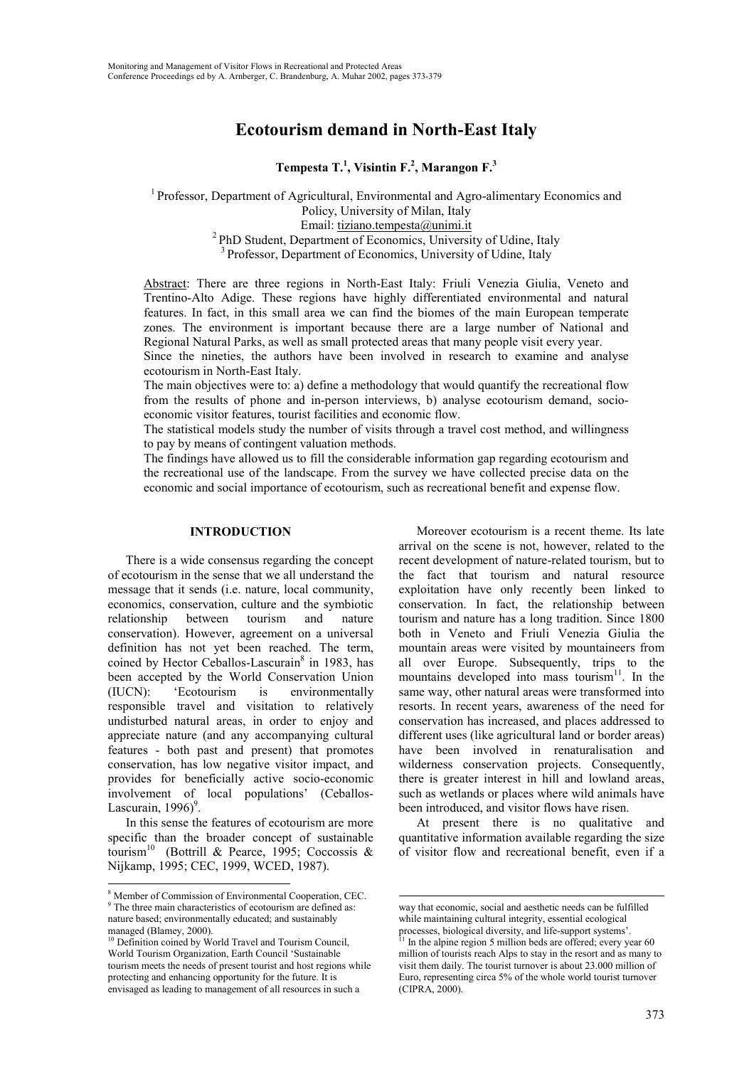# Ecotourism demand in North-East Italy

**Tempesta T.[1], Visintin F.[2], Marangon F.[3]**

[1] Professor, Department of Agricultural, Environmental and Agro-alimentary Economics and Policy, University of Milan, Italy
Email: tiziano.tempesta@unimi.it
[2] PhD Student, Department of Economics, University of Udine, Italy
[3] Professor, Department of Economics, University of Udine, Italy

Abstract: There are three regions in North-East Italy: Friuli Venezia Giulia, Veneto and Trentino-Alto Adige. These regions have highly differentiated environmental and natural features. In fact, in this small area we can find the biomes of the main European temperate zones. The environment is important because there are a large number of National and Regional Natural Parks, as well as small protected areas that many people visit every year.

Since the nineties, the authors have been involved in research to examine and analyse ecotourism in North-East Italy.

The main objectives were to: a) define a methodology that would quantify the recreational flow from the results of phone and in-person interviews, b) analyse ecotourism demand, socio-economic visitor features, tourist facilities and economic flow.

The statistical models study the number of visits through a travel cost method, and willingness to pay by means of contingent valuation methods.

The findings have allowed us to fill the considerable information gap regarding ecotourism and the recreational use of the landscape. From the survey we have collected precise data on the economic and social importance of ecotourism, such as recreational benefit and expense flow.

## INTRODUCTION

There is a wide consensus regarding the concept of ecotourism in the sense that we all understand the message that it sends (i.e. nature, local community, economics, conservation, culture and the symbiotic relationship between tourism and nature conservation). However, agreement on a universal definition has not yet been reached. The term, coined by Hector Ceballos-Lascurain[8] in 1983, has been accepted by the World Conservation Union (IUCN): 'Ecotourism is environmentally responsible travel and visitation to relatively undisturbed natural areas, in order to enjoy and appreciate nature (and any accompanying cultural features - both past and present) that promotes conservation, has low negative visitor impact, and provides for beneficially active socio-economic involvement of local populations' (Ceballos-Lascurain, 1996)[9].

In this sense the features of ecotourism are more specific than the broader concept of sustainable tourism[10] (Bottrill & Pearce, 1995; Coccossis & Nijkamp, 1995; CEC, 1999, WCED, 1987).

Moreover ecotourism is a recent theme. Its late arrival on the scene is not, however, related to the recent development of nature-related tourism, but to the fact that tourism and natural resource exploitation have only recently been linked to conservation. In fact, the relationship between tourism and nature has a long tradition. Since 1800 both in Veneto and Friuli Venezia Giulia the mountain areas were visited by mountaineers from all over Europe. Subsequently, trips to the mountains developed into mass tourism[11]. In the same way, other natural areas were transformed into resorts. In recent years, awareness of the need for conservation has increased, and places addressed to different uses (like agricultural land or border areas) have been involved in renaturalisation and wilderness conservation projects. Consequently, there is greater interest in hill and lowland areas, such as wetlands or places where wild animals have been introduced, and visitor flows have risen.

At present there is no qualitative and quantitative information available regarding the size of visitor flow and recreational benefit, even if a

---

[8] Member of Commission of Environmental Cooperation, CEC.

[9] The three main characteristics of ecotourism are defined as: nature based; environmentally educated; and sustainably managed (Blamey, 2000).

[10] Definition coined by World Travel and Tourism Council, World Tourism Organization, Earth Council 'Sustainable tourism meets the needs of present tourist and host regions while protecting and enhancing opportunity for the future. It is envisaged as leading to management of all resources in such a way that economic, social and aesthetic needs can be fulfilled while maintaining cultural integrity, essential ecological processes, biological diversity, and life-support systems'.

[11] In the alpine region 5 million beds are offered; every year 60 million of tourists reach Alps to stay in the resort and as many to visit them daily. The tourist turnover is about 23.000 million of Euro, representing circa 5% of the whole world tourist turnover (CIPRA, 2000).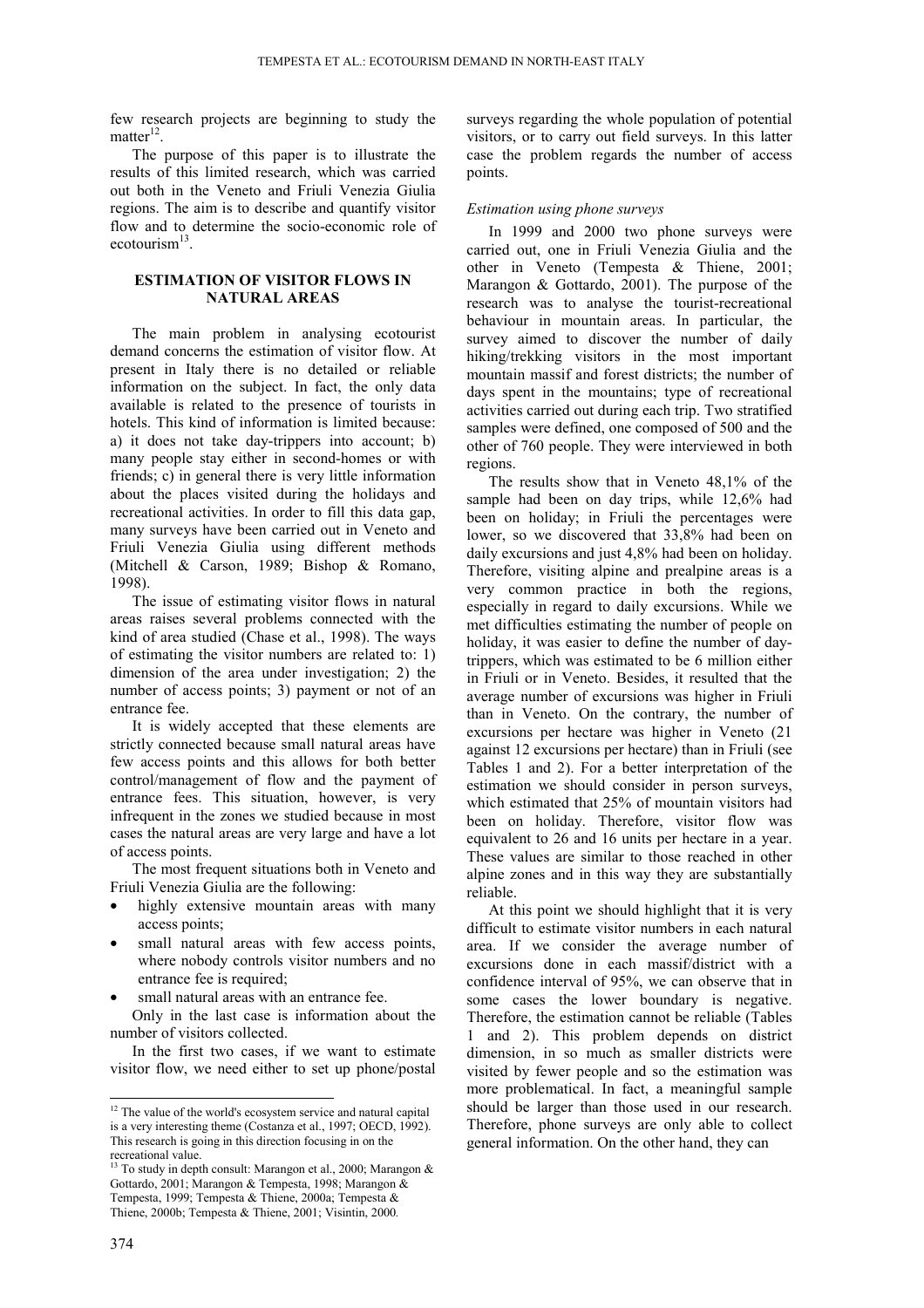few research projects are beginning to study the matter[12].

The purpose of this paper is to illustrate the results of this limited research, which was carried out both in the Veneto and Friuli Venezia Giulia regions. The aim is to describe and quantify visitor flow and to determine the socio-economic role of ecotourism[13].

## ESTIMATION OF VISITOR FLOWS IN NATURAL AREAS

The main problem in analysing ecotourist demand concerns the estimation of visitor flow. At present in Italy there is no detailed or reliable information on the subject. In fact, the only data available is related to the presence of tourists in hotels. This kind of information is limited because: a) it does not take day-trippers into account; b) many people stay either in second-homes or with friends; c) in general there is very little information about the places visited during the holidays and recreational activities. In order to fill this data gap, many surveys have been carried out in Veneto and Friuli Venezia Giulia using different methods (Mitchell & Carson, 1989; Bishop & Romano, 1998).

The issue of estimating visitor flows in natural areas raises several problems connected with the kind of area studied (Chase et al., 1998). The ways of estimating the visitor numbers are related to: 1) dimension of the area under investigation; 2) the number of access points; 3) payment or not of an entrance fee.

It is widely accepted that these elements are strictly connected because small natural areas have few access points and this allows for both better control/management of flow and the payment of entrance fees. This situation, however, is very infrequent in the zones we studied because in most cases the natural areas are very large and have a lot of access points.

The most frequent situations both in Veneto and Friuli Venezia Giulia are the following:

- highly extensive mountain areas with many access points;
- small natural areas with few access points, where nobody controls visitor numbers and no entrance fee is required;
- small natural areas with an entrance fee.

Only in the last case is information about the number of visitors collected.

In the first two cases, if we want to estimate visitor flow, we need either to set up phone/postal surveys regarding the whole population of potential visitors, or to carry out field surveys. In this latter case the problem regards the number of access points.

### *Estimation using phone surveys*

In 1999 and 2000 two phone surveys were carried out, one in Friuli Venezia Giulia and the other in Veneto (Tempesta & Thiene, 2001; Marangon & Gottardo, 2001). The purpose of the research was to analyse the tourist-recreational behaviour in mountain areas. In particular, the survey aimed to discover the number of daily hiking/trekking visitors in the most important mountain massif and forest districts; the number of days spent in the mountains; type of recreational activities carried out during each trip. Two stratified samples were defined, one composed of 500 and the other of 760 people. They were interviewed in both regions.

The results show that in Veneto 48,1% of the sample had been on day trips, while 12,6% had been on holiday; in Friuli the percentages were lower, so we discovered that 33,8% had been on daily excursions and just 4,8% had been on holiday. Therefore, visiting alpine and prealpine areas is a very common practice in both the regions, especially in regard to daily excursions. While we met difficulties estimating the number of people on holiday, it was easier to define the number of day-trippers, which was estimated to be 6 million either in Friuli or in Veneto. Besides, it resulted that the average number of excursions was higher in Friuli than in Veneto. On the contrary, the number of excursions per hectare was higher in Veneto (21 against 12 excursions per hectare) than in Friuli (see Tables 1 and 2). For a better interpretation of the estimation we should consider in person surveys, which estimated that 25% of mountain visitors had been on holiday. Therefore, visitor flow was equivalent to 26 and 16 units per hectare in a year. These values are similar to those reached in other alpine zones and in this way they are substantially reliable.

At this point we should highlight that it is very difficult to estimate visitor numbers in each natural area. If we consider the average number of excursions done in each massif/district with a confidence interval of 95%, we can observe that in some cases the lower boundary is negative. Therefore, the estimation cannot be reliable (Tables 1 and 2). This problem depends on district dimension, in so much as smaller districts were visited by fewer people and so the estimation was more problematical. In fact, a meaningful sample should be larger than those used in our research. Therefore, phone surveys are only able to collect general information. On the other hand, they can

[12] The value of the world's ecosystem service and natural capital is a very interesting theme (Costanza et al., 1997; OECD, 1992). This research is going in this direction focusing in on the recreational value.

[13] To study in depth consult: Marangon et al., 2000; Marangon & Gottardo, 2001; Marangon & Tempesta, 1998; Marangon & Tempesta, 1999; Tempesta & Thiene, 2000a; Tempesta & Thiene, 2000b; Tempesta & Thiene, 2001; Visintin, 2000.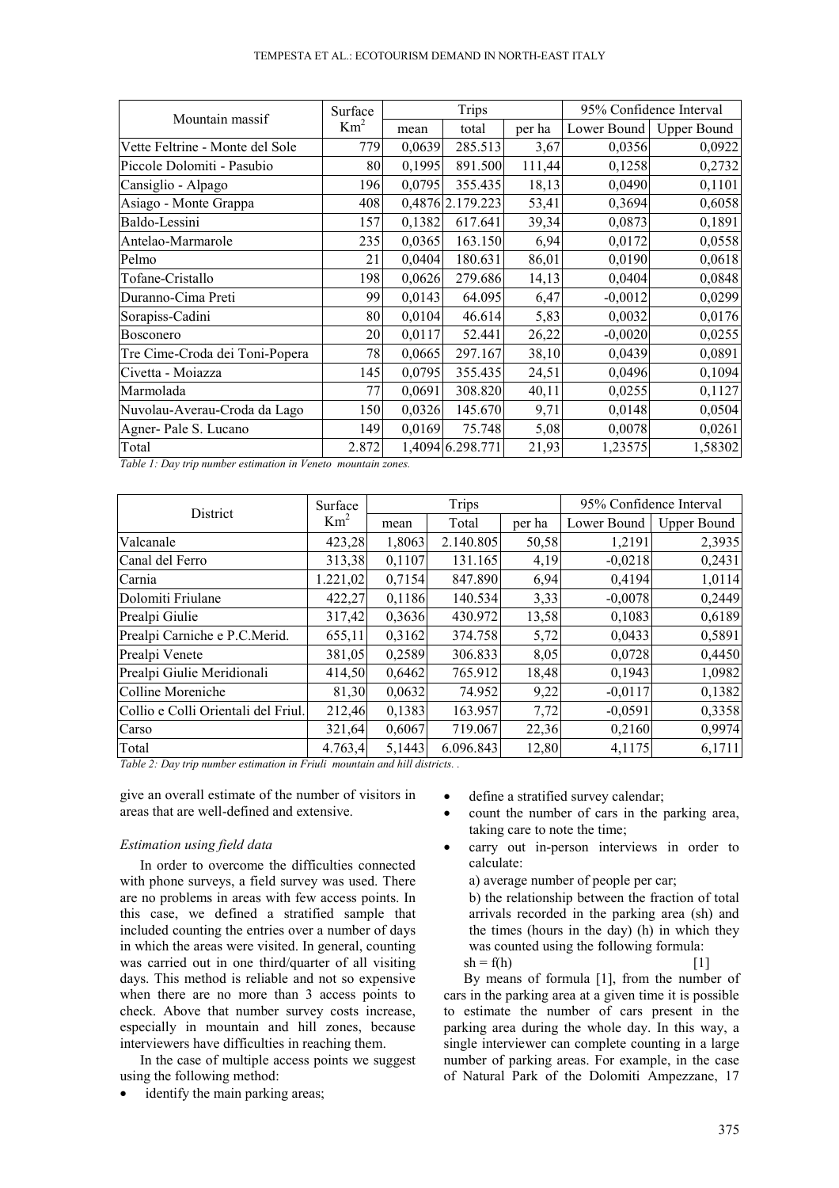| Mountain massif | Surface $Km^2$ | Trips | | | 95% Confidence Interval | |
|---|---|---|---|---|---|---|
| | | mean | total | per ha | Lower Bound | Upper Bound |
| Vette Feltrine - Monte del Sole | 779 | 0,0639 | 285.513 | 3,67 | 0,0356 | 0,0922 |
| Piccole Dolomiti - Pasubio | 80 | 0,1995 | 891.500 | 111,44 | 0,1258 | 0,2732 |
| Cansiglio - Alpago | 196 | 0,0795 | 355.435 | 18,13 | 0,0490 | 0,1101 |
| Asiago - Monte Grappa | 408 | 0,4876 | 2.179.223 | 53,41 | 0,3694 | 0,6058 |
| Baldo-Lessini | 157 | 0,1382 | 617.641 | 39,34 | 0,0873 | 0,1891 |
| Antelao-Marmarole | 235 | 0,0365 | 163.150 | 6,94 | 0,0172 | 0,0558 |
| Pelmo | 21 | 0,0404 | 180.631 | 86,01 | 0,0190 | 0,0618 |
| Tofane-Cristallo | 198 | 0,0626 | 279.686 | 14,13 | 0,0404 | 0,0848 |
| Duranno-Cima Preti | 99 | 0,0143 | 64.095 | 6,47 | -0,0012 | 0,0299 |
| Sorapiss-Cadini | 80 | 0,0104 | 46.614 | 5,83 | 0,0032 | 0,0176 |
| Bosconero | 20 | 0,0117 | 52.441 | 26,22 | -0,0020 | 0,0255 |
| Tre Cime-Croda dei Toni-Popera | 78 | 0,0665 | 297.167 | 38,10 | 0,0439 | 0,0891 |
| Civetta - Moiazza | 145 | 0,0795 | 355.435 | 24,51 | 0,0496 | 0,1094 |
| Marmolada | 77 | 0,0691 | 308.820 | 40,11 | 0,0255 | 0,1127 |
| Nuvolau-Averau-Croda da Lago | 150 | 0,0326 | 145.670 | 9,71 | 0,0148 | 0,0504 |
| Agner- Pale S. Lucano | 149 | 0,0169 | 75.748 | 5,08 | 0,0078 | 0,0261 |
| Total | 2.872 | 1,4094 | 6.298.771 | 21,93 | 1,23575 | 1,58302 |

*Table 1: Day trip number estimation in Veneto mountain zones.*

| District | Surface $Km^2$ | Trips | | | 95% Confidence Interval | |
|---|---|---|---|---|---|---|
| | | mean | Total | per ha | Lower Bound | Upper Bound |
| Valcanale | 423,28 | 1,8063 | 2.140.805 | 50,58 | 1,2191 | 2,3935 |
| Canal del Ferro | 313,38 | 0,1107 | 131.165 | 4,19 | -0,0218 | 0,2431 |
| Carnia | 1.221,02 | 0,7154 | 847.890 | 6,94 | 0,4194 | 1,0114 |
| Dolomiti Friulane | 422,27 | 0,1186 | 140.534 | 3,33 | -0,0078 | 0,2449 |
| Prealpi Giulie | 317,42 | 0,3636 | 430.972 | 13,58 | 0,1083 | 0,6189 |
| Prealpi Carniche e P.C.Merid. | 655,11 | 0,3162 | 374.758 | 5,72 | 0,0433 | 0,5891 |
| Prealpi Venete | 381,05 | 0,2589 | 306.833 | 8,05 | 0,0728 | 0,4450 |
| Prealpi Giulie Meridionali | 414,50 | 0,6462 | 765.912 | 18,48 | 0,1943 | 1,0982 |
| Colline Moreniche | 81,30 | 0,0632 | 74.952 | 9,22 | -0,0117 | 0,1382 |
| Collio e Colli Orientali del Friul. | 212,46 | 0,1383 | 163.957 | 7,72 | -0,0591 | 0,3358 |
| Carso | 321,64 | 0,6067 | 719.067 | 22,36 | 0,2160 | 0,9974 |
| Total | 4.763,4 | 5,1443 | 6.096.843 | 12,80 | 4,1175 | 6,1711 |

*Table 2: Day trip number estimation in Friuli mountain and hill districts. .*

give an overall estimate of the number of visitors in areas that are well-defined and extensive.

*Estimation using field data*

In order to overcome the difficulties connected with phone surveys, a field survey was used. There are no problems in areas with few access points. In this case, we defined a stratified sample that included counting the entries over a number of days in which the areas were visited. In general, counting was carried out in one third/quarter of all visiting days. This method is reliable and not so expensive when there are no more than 3 access points to check. Above that number survey costs increase, especially in mountain and hill zones, because interviewers have difficulties in reaching them.

In the case of multiple access points we suggest using the following method:

- identify the main parking areas;
- define a stratified survey calendar;
- count the number of cars in the parking area, taking care to note the time;
- carry out in-person interviews in order to calculate:

  a) average number of people per car;

  b) the relationship between the fraction of total arrivals recorded in the parking area (sh) and the times (hours in the day) (h) in which they was counted using the following formula:

$$sh = f(h) \qquad [1]$$

By means of formula [1], from the number of cars in the parking area at a given time it is possible to estimate the number of cars present in the parking area during the whole day. In this way, a single interviewer can complete counting in a large number of parking areas. For example, in the case of Natural Park of the Dolomiti Ampezzane, 17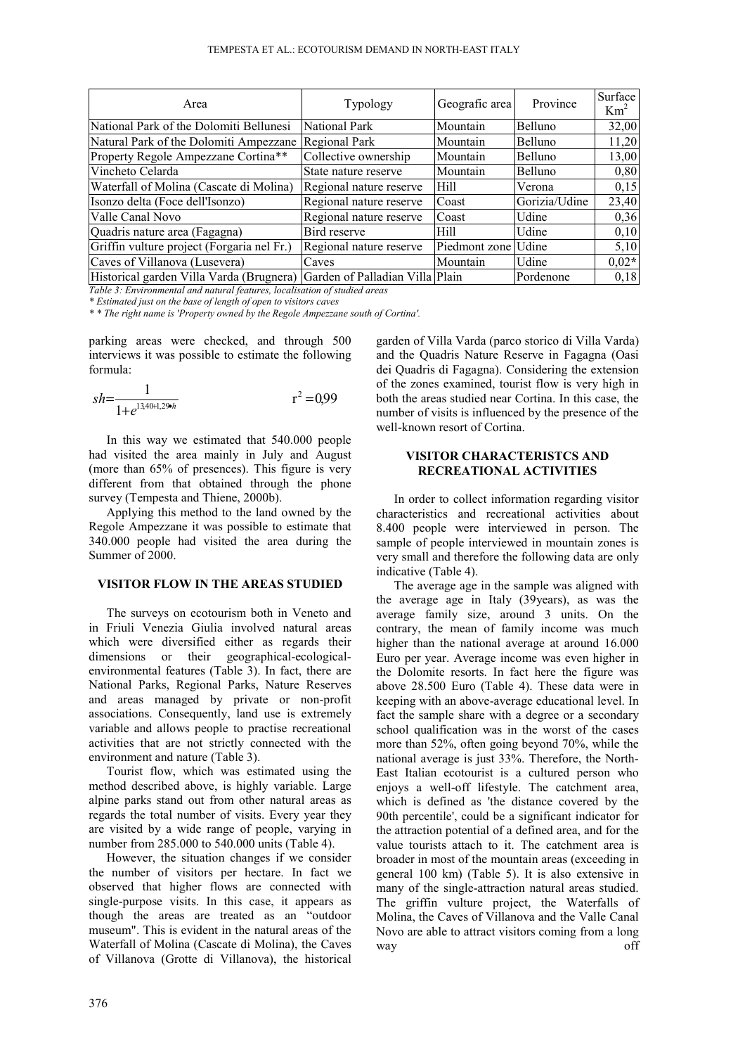| Area | Typology | Geografic area | Province | Surface Km$^2$ |
|---|---|---|---|---|
| National Park of the Dolomiti Bellunesi | National Park | Mountain | Belluno | 32,00 |
| Natural Park of the Dolomiti Ampezzane | Regional Park | Mountain | Belluno | 11,20 |
| Property Regole Ampezzane Cortina** | Collective ownership | Mountain | Belluno | 13,00 |
| Vincheto Celarda | State nature reserve | Mountain | Belluno | 0,80 |
| Waterfall of Molina (Cascate di Molina) | Regional nature reserve | Hill | Verona | 0,15 |
| Isonzo delta (Foce dell'Isonzo) | Regional nature reserve | Coast | Gorizia/Udine | 23,40 |
| Valle Canal Novo | Regional nature reserve | Coast | Udine | 0,36 |
| Quadris nature area (Fagagna) | Bird reserve | Hill | Udine | 0,10 |
| Griffin vulture project (Forgaria nel Fr.) | Regional nature reserve | Piedmont zone | Udine | 5,10 |
| Caves of Villanova (Lusevera) | Caves | Mountain | Udine | 0,02* |
| Historical garden Villa Varda (Brugnera) | Garden of Palladian Villa | Plain | Pordenone | 0,18 |

*Table 3: Environmental and natural features, localisation of studied areas*

*\* Estimated just on the base of length of open to visitors caves*

*\*\* The right name is 'Property owned by the Regole Ampezzane south of Cortina'.*

parking areas were checked, and through 500 interviews it was possible to estimate the following formula:

$$sh = \frac{1}{1+e^{13{,}40 + 1{,}29 \bullet h}} \qquad r^2 = 0{,}99$$

In this way we estimated that 540.000 people had visited the area mainly in July and August (more than 65% of presences). This figure is very different from that obtained through the phone survey (Tempesta and Thiene, 2000b).

Applying this method to the land owned by the Regole Ampezzane it was possible to estimate that 340.000 people had visited the area during the Summer of 2000.

## VISITOR FLOW IN THE AREAS STUDIED

The surveys on ecotourism both in Veneto and in Friuli Venezia Giulia involved natural areas which were diversified either as regards their dimensions or their geographical-ecological-environmental features (Table 3). In fact, there are National Parks, Regional Parks, Nature Reserves and areas managed by private or non-profit associations. Consequently, land use is extremely variable and allows people to practise recreational activities that are not strictly connected with the environment and nature (Table 3).

Tourist flow, which was estimated using the method described above, is highly variable. Large alpine parks stand out from other natural areas as regards the total number of visits. Every year they are visited by a wide range of people, varying in number from 285.000 to 540.000 units (Table 4).

However, the situation changes if we consider the number of visitors per hectare. In fact we observed that higher flows are connected with single-purpose visits. In this case, it appears as though the areas are treated as an "outdoor museum". This is evident in the natural areas of the Waterfall of Molina (Cascate di Molina), the Caves of Villanova (Grotte di Villanova), the historical garden of Villa Varda (parco storico di Villa Varda) and the Quadris Nature Reserve in Fagagna (Oasi dei Quadris di Fagagna). Considering the extension of the zones examined, tourist flow is very high in both the areas studied near Cortina. In this case, the number of visits is influenced by the presence of the well-known resort of Cortina.

## VISITOR CHARACTERISTCS AND RECREATIONAL ACTIVITIES

In order to collect information regarding visitor characteristics and recreational activities about 8.400 people were interviewed in person. The sample of people interviewed in mountain zones is very small and therefore the following data are only indicative (Table 4).

The average age in the sample was aligned with the average age in Italy (39years), as was the average family size, around 3 units. On the contrary, the mean of family income was much higher than the national average at around 16.000 Euro per year. Average income was even higher in the Dolomite resorts. In fact here the figure was above 28.500 Euro (Table 4). These data were in keeping with an above-average educational level. In fact the sample share with a degree or a secondary school qualification was in the worst of the cases more than 52%, often going beyond 70%, while the national average is just 33%. Therefore, the North-East Italian ecotourist is a cultured person who enjoys a well-off lifestyle. The catchment area, which is defined as 'the distance covered by the 90th percentile', could be a significant indicator for the attraction potential of a defined area, and for the value tourists attach to it. The catchment area is broader in most of the mountain areas (exceeding in general 100 km) (Table 5). It is also extensive in many of the single-attraction natural areas studied. The griffin vulture project, the Waterfalls of Molina, the Caves of Villanova and the Valle Canal Novo are able to attract visitors coming from a long way off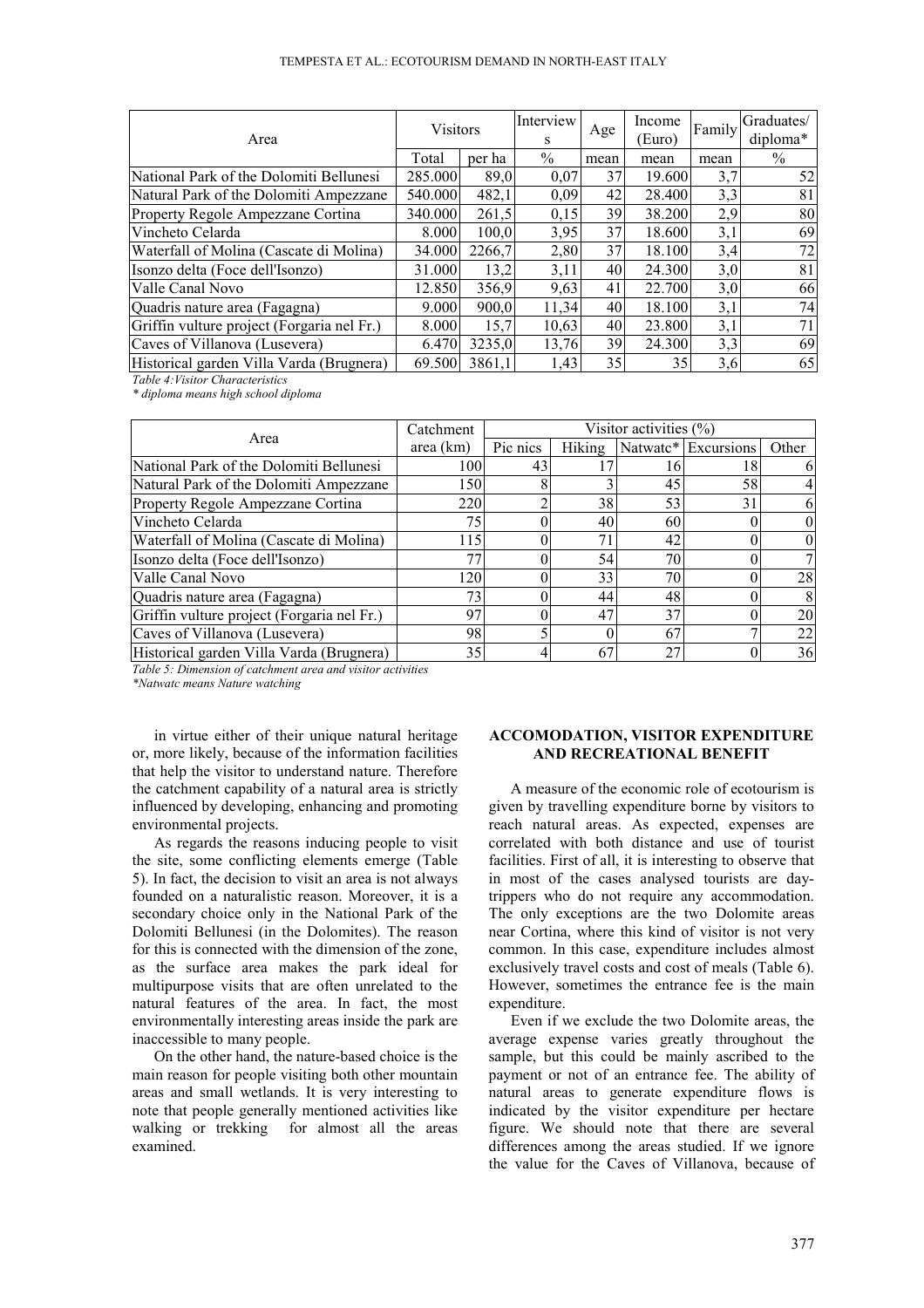| Area | Visitors | | Interviews | Age | Income (Euro) | Family | Graduates/ diploma* |
|---|---|---|---|---|---|---|---|
| | Total | per ha | % | mean | mean | mean | % |
| National Park of the Dolomiti Bellunesi | 285.000 | 89,0 | 0,07 | 37 | 19.600 | 3,7 | 52 |
| Natural Park of the Dolomiti Ampezzane | 540.000 | 482,1 | 0,09 | 42 | 28.400 | 3,3 | 81 |
| Property Regole Ampezzane Cortina | 340.000 | 261,5 | 0,15 | 39 | 38.200 | 2,9 | 80 |
| Vincheto Celarda | 8.000 | 100,0 | 3,95 | 37 | 18.600 | 3,1 | 69 |
| Waterfall of Molina (Cascate di Molina) | 34.000 | 2266,7 | 2,80 | 37 | 18.100 | 3,4 | 72 |
| Isonzo delta (Foce dell'Isonzo) | 31.000 | 13,2 | 3,11 | 40 | 24.300 | 3,0 | 81 |
| Valle Canal Novo | 12.850 | 356,9 | 9,63 | 41 | 22.700 | 3,0 | 66 |
| Quadris nature area (Fagagna) | 9.000 | 900,0 | 11,34 | 40 | 18.100 | 3,1 | 74 |
| Griffin vulture project (Forgaria nel Fr.) | 8.000 | 15,7 | 10,63 | 40 | 23.800 | 3,1 | 71 |
| Caves of Villanova (Lusevera) | 6.470 | 3235,0 | 13,76 | 39 | 24.300 | 3,3 | 69 |
| Historical garden Villa Varda (Brugnera) | 69.500 | 3861,1 | 1,43 | 35 | 35 | 3,6 | 65 |

*Table 4: Visitor Characteristics*

** diploma means high school diploma*

| Area | Catchment area (km) | Visitor activities (%) | | | | |
|---|---|---|---|---|---|---|
| | | Pic nics | Hiking | Natwatc* | Excursions | Other |
| National Park of the Dolomiti Bellunesi | 100 | 43 | 17 | 16 | 18 | 6 |
| Natural Park of the Dolomiti Ampezzane | 150 | 8 | 3 | 45 | 58 | 4 |
| Property Regole Ampezzane Cortina | 220 | 2 | 38 | 53 | 31 | 6 |
| Vincheto Celarda | 75 | 0 | 40 | 60 | 0 | 0 |
| Waterfall of Molina (Cascate di Molina) | 115 | 0 | 71 | 42 | 0 | 0 |
| Isonzo delta (Foce dell'Isonzo) | 77 | 0 | 54 | 70 | 0 | 7 |
| Valle Canal Novo | 120 | 0 | 33 | 70 | 0 | 28 |
| Quadris nature area (Fagagna) | 73 | 0 | 44 | 48 | 0 | 8 |
| Griffin vulture project (Forgaria nel Fr.) | 97 | 0 | 47 | 37 | 0 | 20 |
| Caves of Villanova (Lusevera) | 98 | 5 | 0 | 67 | 7 | 22 |
| Historical garden Villa Varda (Brugnera) | 35 | 4 | 67 | 27 | 0 | 36 |

*Table 5: Dimension of catchment area and visitor activities*

**Natwatc means Nature watching*

in virtue either of their unique natural heritage or, more likely, because of the information facilities that help the visitor to understand nature. Therefore the catchment capability of a natural area is strictly influenced by developing, enhancing and promoting environmental projects.

As regards the reasons inducing people to visit the site, some conflicting elements emerge (Table 5). In fact, the decision to visit an area is not always founded on a naturalistic reason. Moreover, it is a secondary choice only in the National Park of the Dolomiti Bellunesi (in the Dolomites). The reason for this is connected with the dimension of the zone, as the surface area makes the park ideal for multipurpose visits that are often unrelated to the natural features of the area. In fact, the most environmentally interesting areas inside the park are inaccessible to many people.

On the other hand, the nature-based choice is the main reason for people visiting both other mountain areas and small wetlands. It is very interesting to note that people generally mentioned activities like walking or trekking for almost all the areas examined.

## ACCOMODATION, VISITOR EXPENDITURE AND RECREATIONAL BENEFIT

A measure of the economic role of ecotourism is given by travelling expenditure borne by visitors to reach natural areas. As expected, expenses are correlated with both distance and use of tourist facilities. First of all, it is interesting to observe that in most of the cases analysed tourists are day-trippers who do not require any accommodation. The only exceptions are the two Dolomite areas near Cortina, where this kind of visitor is not very common. In this case, expenditure includes almost exclusively travel costs and cost of meals (Table 6). However, sometimes the entrance fee is the main expenditure.

Even if we exclude the two Dolomite areas, the average expense varies greatly throughout the sample, but this could be mainly ascribed to the payment or not of an entrance fee. The ability of natural areas to generate expenditure flows is indicated by the visitor expenditure per hectare figure. We should note that there are several differences among the areas studied. If we ignore the value for the Caves of Villanova, because of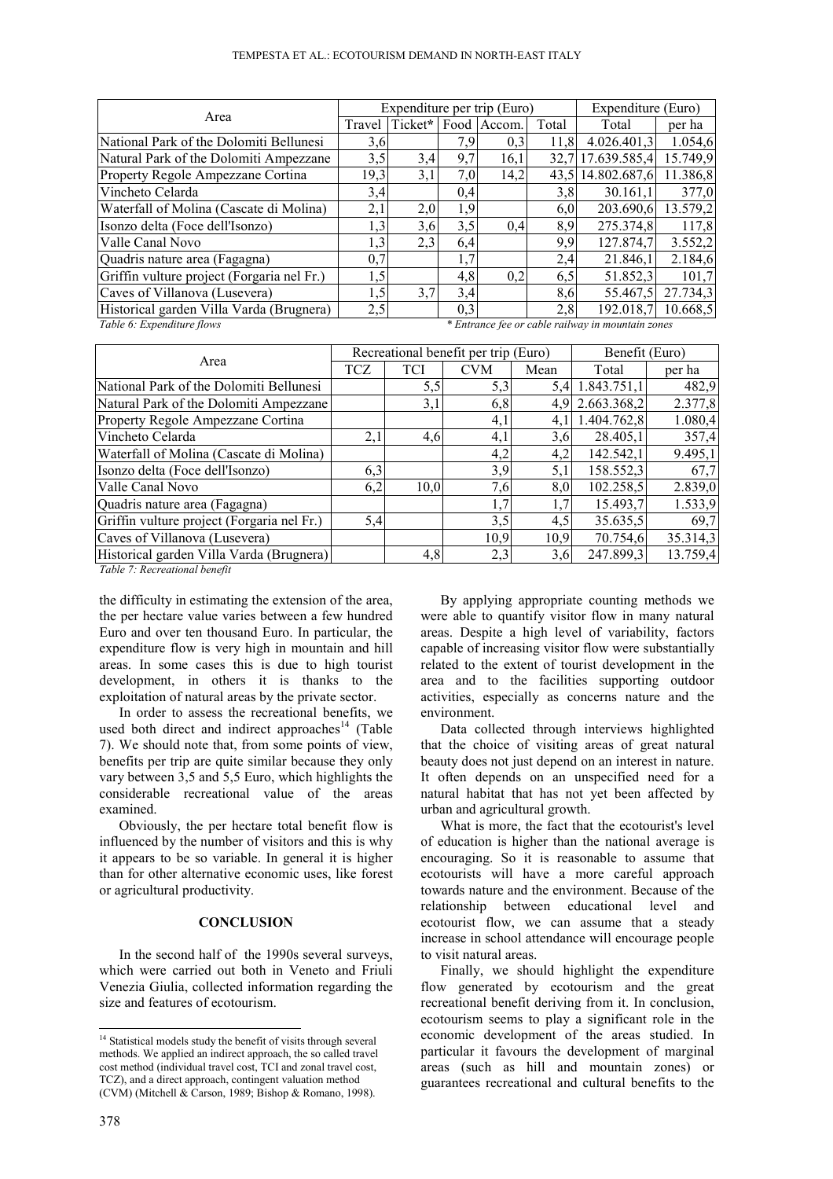| Area | Expenditure per trip (Euro) | | | | | Expenditure (Euro) | |
|---|---|---|---|---|---|---|---|
| | Travel | Ticket* | Food | Accom. | Total | Total | per ha |
| National Park of the Dolomiti Bellunesi | 3,6 | | 7,9 | 0,3 | 11,8 | 4.026.401,3 | 1.054,6 |
| Natural Park of the Dolomiti Ampezzane | 3,5 | 3,4 | 9,7 | 16,1 | 32,7 | 17.639.585,4 | 15.749,9 |
| Property Regole Ampezzane Cortina | 19,3 | 3,1 | 7,0 | 14,2 | 43,5 | 14.802.687,6 | 11.386,8 |
| Vincheto Celarda | 3,4 | | 0,4 | | 3,8 | 30.161,1 | 377,0 |
| Waterfall of Molina (Cascate di Molina) | 2,1 | 2,0 | 1,9 | | 6,0 | 203.690,6 | 13.579,2 |
| Isonzo delta (Foce dell'Isonzo) | 1,3 | 3,6 | 3,5 | 0,4 | 8,9 | 275.374,8 | 117,8 |
| Valle Canal Novo | 1,3 | 2,3 | 6,4 | | 9,9 | 127.874,7 | 3.552,2 |
| Quadris nature area (Fagagna) | 0,7 | | 1,7 | | 2,4 | 21.846,1 | 2.184,6 |
| Griffin vulture project (Forgaria nel Fr.) | 1,5 | | 4,8 | 0,2 | 6,5 | 51.852,3 | 101,7 |
| Caves of Villanova (Lusevera) | 1,5 | 3,7 | 3,4 | | 8,6 | 55.467,5 | 27.734,3 |
| Historical garden Villa Varda (Brugnera) | 2,5 | | 0,3 | | 2,8 | 192.018,7 | 10.668,5 |

*Table 6: Expenditure flows* — *\* Entrance fee or cable railway in mountain zones*

| Area | Recreational benefit per trip (Euro) | | | | Benefit (Euro) | |
|---|---|---|---|---|---|---|
| | TCZ | TCI | CVM | Mean | Total | per ha |
| National Park of the Dolomiti Bellunesi | | 5,5 | 5,3 | 5,4 | 1.843.751,1 | 482,9 |
| Natural Park of the Dolomiti Ampezzane | | 3,1 | 6,8 | 4,9 | 2.663.368,2 | 2.377,8 |
| Property Regole Ampezzane Cortina | | | 4,1 | 4,1 | 1.404.762,8 | 1.080,4 |
| Vincheto Celarda | 2,1 | 4,6 | 4,1 | 3,6 | 28.405,1 | 357,4 |
| Waterfall of Molina (Cascate di Molina) | | | 4,2 | 4,2 | 142.542,1 | 9.495,1 |
| Isonzo delta (Foce dell'Isonzo) | 6,3 | | 3,9 | 5,1 | 158.552,3 | 67,7 |
| Valle Canal Novo | 6,2 | 10,0 | 7,6 | 8,0 | 102.258,5 | 2.839,0 |
| Quadris nature area (Fagagna) | | | 1,7 | 1,7 | 15.493,7 | 1.533,9 |
| Griffin vulture project (Forgaria nel Fr.) | 5,4 | | 3,5 | 4,5 | 35.635,5 | 69,7 |
| Caves of Villanova (Lusevera) | | | 10,9 | 10,9 | 70.754,6 | 35.314,3 |
| Historical garden Villa Varda (Brugnera) | | 4,8 | 2,3 | 3,6 | 247.899,3 | 13.759,4 |

*Table 7: Recreational benefit*

the difficulty in estimating the extension of the area, the per hectare value varies between a few hundred Euro and over ten thousand Euro. In particular, the expenditure flow is very high in mountain and hill areas. In some cases this is due to high tourist development, in others it is thanks to the exploitation of natural areas by the private sector.

In order to assess the recreational benefits, we used both direct and indirect approaches[14] (Table 7). We should note that, from some points of view, benefits per trip are quite similar because they only vary between 3,5 and 5,5 Euro, which highlights the considerable recreational value of the areas examined.

Obviously, the per hectare total benefit flow is influenced by the number of visitors and this is why it appears to be so variable. In general it is higher than for other alternative economic uses, like forest or agricultural productivity.

## CONCLUSION

In the second half of the 1990s several surveys, which were carried out both in Veneto and Friuli Venezia Giulia, collected information regarding the size and features of ecotourism.

By applying appropriate counting methods we were able to quantify visitor flow in many natural areas. Despite a high level of variability, factors capable of increasing visitor flow were substantially related to the extent of tourist development in the area and to the facilities supporting outdoor activities, especially as concerns nature and the environment.

Data collected through interviews highlighted that the choice of visiting areas of great natural beauty does not just depend on an interest in nature. It often depends on an unspecified need for a natural habitat that has not yet been affected by urban and agricultural growth.

What is more, the fact that the ecotourist's level of education is higher than the national average is encouraging. So it is reasonable to assume that ecotourists will have a more careful approach towards nature and the environment. Because of the relationship between educational level and ecotourist flow, we can assume that a steady increase in school attendance will encourage people to visit natural areas.

Finally, we should highlight the expenditure flow generated by ecotourism and the great recreational benefit deriving from it. In conclusion, ecotourism seems to play a significant role in the economic development of the areas studied. In particular it favours the development of marginal areas (such as hill and mountain zones) or guarantees recreational and cultural benefits to the

[14] Statistical models study the benefit of visits through several methods. We applied an indirect approach, the so called travel cost method (individual travel cost, TCI and zonal travel cost, TCZ), and a direct approach, contingent valuation method (CVM) (Mitchell & Carson, 1989; Bishop & Romano, 1998).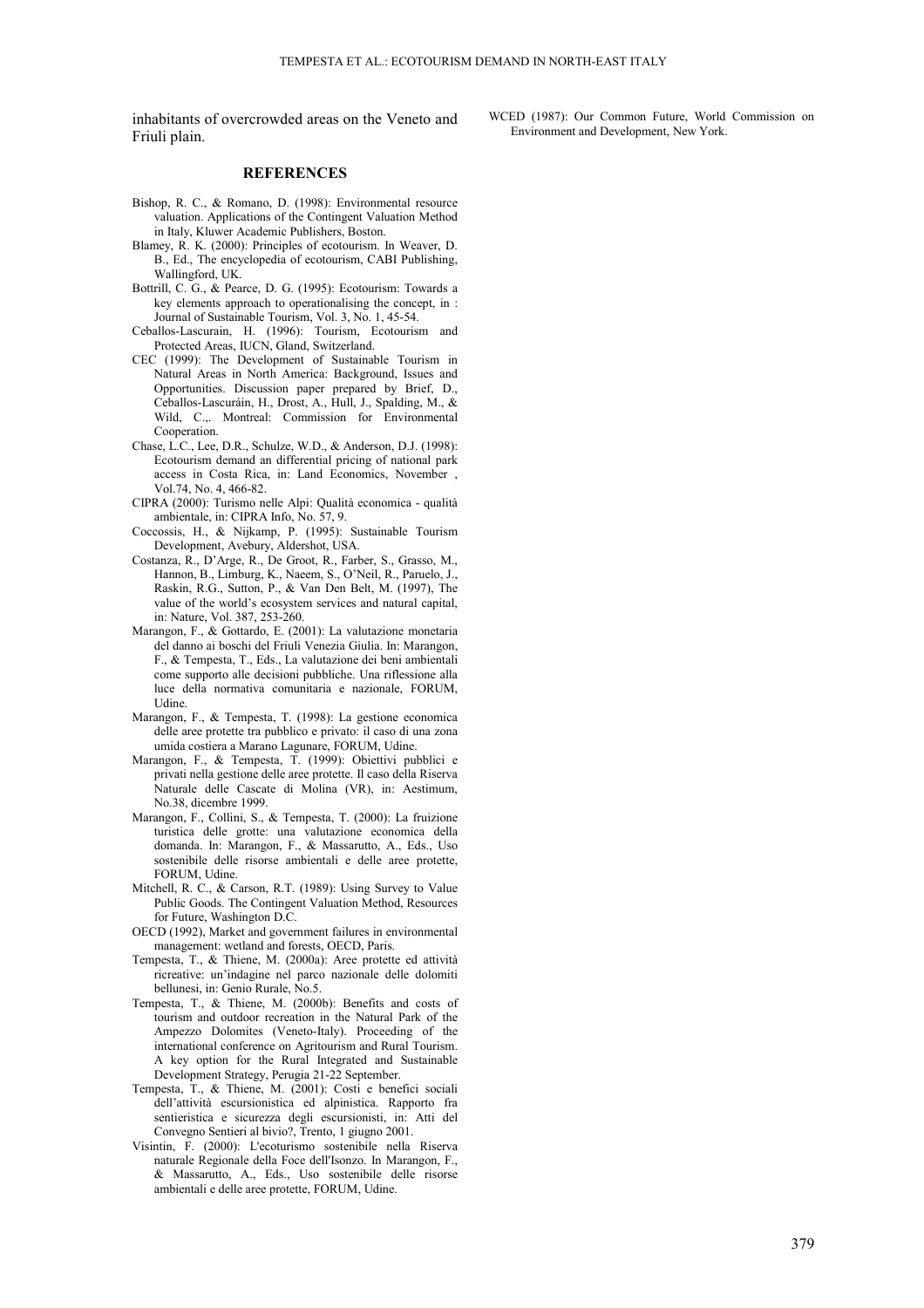inhabitants of overcrowded areas on the Veneto and Friuli plain.

## REFERENCES

Bishop, R. C., & Romano, D. (1998): Environmental resource valuation. Applications of the Contingent Valuation Method in Italy, Kluwer Academic Publishers, Boston.

Blamey, R. K. (2000): Principles of ecotourism. In Weaver, D. B., Ed., The encyclopedia of ecotourism, CABI Publishing, Wallingford, UK.

Bottrill, C. G., & Pearce, D. G. (1995): Ecotourism: Towards a key elements approach to operationalising the concept, in : Journal of Sustainable Tourism, Vol. 3, No. 1, 45-54.

Ceballos-Lascurain, H. (1996): Tourism, Ecotourism and Protected Areas, IUCN, Gland, Switzerland.

CEC (1999): The Development of Sustainable Tourism in Natural Areas in North America: Background, Issues and Opportunities. Discussion paper prepared by Brief, D., Ceballos-Lascuráin, H., Drost, A., Hull, J., Spalding, M., & Wild, C.,. Montreal: Commission for Environmental Cooperation.

Chase, L.C., Lee, D.R., Schulze, W.D., & Anderson, D.J. (1998): Ecotourism demand an differential pricing of national park access in Costa Rica, in: Land Economics, November , Vol.74, No. 4, 466-82.

CIPRA (2000): Turismo nelle Alpi: Qualità economica - qualità ambientale, in: CIPRA Info, No. 57, 9.

Coccossis, H., & Nijkamp, P. (1995): Sustainable Tourism Development, Avebury, Aldershot, USA.

Costanza, R., D'Arge, R., De Groot, R., Farber, S., Grasso, M., Hannon, B., Limburg, K., Naeem, S., O'Neil, R., Paruelo, J., Raskin, R.G., Sutton, P., & Van Den Belt, M. (1997), The value of the world's ecosystem services and natural capital, in: Nature, Vol. 387, 253-260.

Marangon, F., & Gottardo, E. (2001): La valutazione monetaria del danno ai boschi del Friuli Venezia Giulia. In: Marangon, F., & Tempesta, T., Eds., La valutazione dei beni ambientali come supporto alle decisioni pubbliche. Una riflessione alla luce della normativa comunitaria e nazionale, FORUM, Udine.

Marangon, F., & Tempesta, T. (1998): La gestione economica delle aree protette tra pubblico e privato: il caso di una zona umida costiera a Marano Lagunare, FORUM, Udine.

Marangon, F., & Tempesta, T. (1999): Obiettivi pubblici e privati nella gestione delle aree protette. Il caso della Riserva Naturale delle Cascate di Molina (VR), in: Aestimum, No.38, dicembre 1999.

Marangon, F., Collini, S., & Tempesta, T. (2000): La fruizione turistica delle grotte: una valutazione economica della domanda. In: Marangon, F., & Massarutto, A., Eds., Uso sostenibile delle risorse ambientali e delle aree protette, FORUM, Udine.

Mitchell, R. C., & Carson, R.T. (1989): Using Survey to Value Public Goods. The Contingent Valuation Method, Resources for Future, Washington D.C.

OECD (1992), Market and government failures in environmental management: wetland and forests, OECD, Paris.

Tempesta, T., & Thiene, M. (2000a): Aree protette ed attività ricreative: un'indagine nel parco nazionale delle dolomiti bellunesi, in: Genio Rurale, No.5.

Tempesta, T., & Thiene, M. (2000b): Benefits and costs of tourism and outdoor recreation in the Natural Park of the Ampezzo Dolomites (Veneto-Italy). Proceeding of the international conference on Agritourism and Rural Tourism. A key option for the Rural Integrated and Sustainable Development Strategy, Perugia 21-22 September.

Tempesta, T., & Thiene, M. (2001): Costi e benefici sociali dell'attività escursionistica ed alpinistica. Rapporto fra sentieristica e sicurezza degli escursionisti, in: Atti del Convegno Sentieri al bivio?, Trento, 1 giugno 2001.

Visintin, F. (2000): L'ecoturismo sostenibile nella Riserva naturale Regionale della Foce dell'Isonzo. In Marangon, F., & Massarutto, A., Eds., Uso sostenibile delle risorse ambientali e delle aree protette, FORUM, Udine.

WCED (1987): Our Common Future, World Commission on Environment and Development, New York.